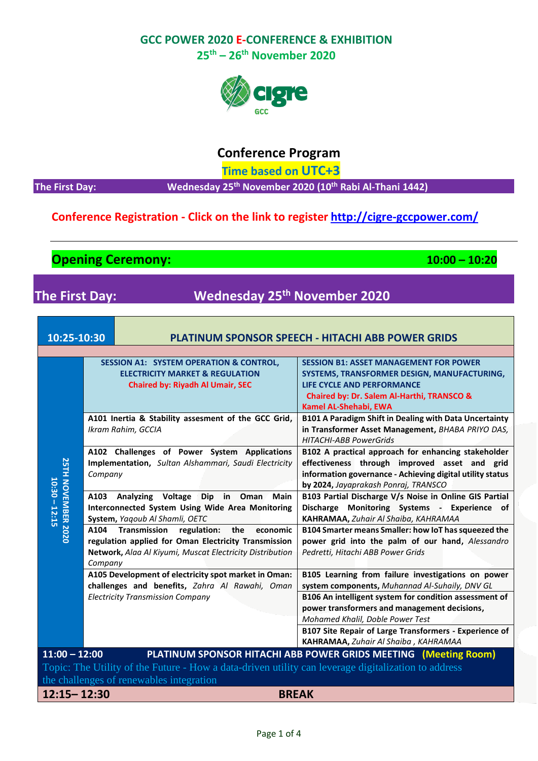# GCC POWER 2020 E-CONFERENCE & EXHIBITION
## 25th – 26th November 2020

cigre GCC

## Conference Program

**Time based on UTC+3**

**The First Day:** Wednesday 25th November 2020 (10th Rabi Al-Thani 1442)

**Conference Registration - Click on the link to register http://cigre-gccpower.com/**

---

## Opening Ceremony: 10:00 – 10:20

## The First Day: Wednesday 25th November 2020

| 10:25-10:30 | PLATINUM SPONSOR SPEECH - HITACHI ABB POWER GRIDS | |
|---|---|---|
| 25TH NOVEMBER 2020 10:30 – 12:15 | **SESSION A1: SYSTEM OPERATION & CONTROL, ELECTRICITY MARKET & REGULATION** Chaired by: Riyadh Al Umair, SEC | **SESSION B1: ASSET MANAGEMENT FOR POWER SYSTEMS, TRANSFORMER DESIGN, MANUFACTURING, LIFE CYCLE AND PERFORMANCE** Chaired by: Dr. Salem Al-Harthi, TRANSCO & Kamel AL-Shehabi, EWA |
| | **A101 Inertia & Stability assesment of the GCC Grid,** *Ikram Rahim, GCCIA* | **B101 A Paradigm Shift in Dealing with Data Uncertainty in Transformer Asset Management,** *BHABA PRIYO DAS, HITACHI-ABB PowerGrids* |
| | **A102 Challenges of Power System Applications Implementation,** *Sultan Alshammari, Saudi Electricity Company* | **B102 A practical approach for enhancing stakeholder effectiveness through improved asset and grid information governance - Achieving digital utility status by 2024,** *Jayaprakash Ponraj, TRANSCO* |
| | **A103 Analyzing Voltage Dip in Oman Main Interconnected System Using Wide Area Monitoring System,** *Yaqoub Al Shamli, OETC* | **B103 Partial Discharge V/s Noise in Online GIS Partial Discharge Monitoring Systems - Experience of KAHRAMAA,** *Zuhair Al Shaiba, KAHRAMAA* |
| | **A104 Transmission regulation: the economic regulation applied for Oman Electricity Transmission Network,** *Alaa Al Kiyumi, Muscat Electricity Distribution Company* | **B104 Smarter means Smaller: how IoT has squeezed the power grid into the palm of our hand,** *Alessandro Pedretti, Hitachi ABB Power Grids* |
| | **A105 Development of electricity spot market in Oman: challenges and benefits,** *Zahra Al Rawahi, Oman Electricity Transmission Company* | **B105 Learning from failure investigations on power system components,** *Muhannad Al-Suhaily, DNV GL* |
| | | **B106 An intelligent system for condition assessment of power transformers and management decisions,** *Mohamed Khalil, Doble Power Test* |
| | | **B107 Site Repair of Large Transformers - Experience of KAHRAMAA,** *Zuhair Al Shaiba , KAHRAMAA* |
| 11:00 – 12:00 | **PLATINUM SPONSOR HITACHI ABB POWER GRIDS MEETING (Meeting Room)** Topic: The Utility of the Future - How a data-driven utility can leverage digitalization to address the challenges of renewables integration | |
| 12:15– 12:30 | **BREAK** | |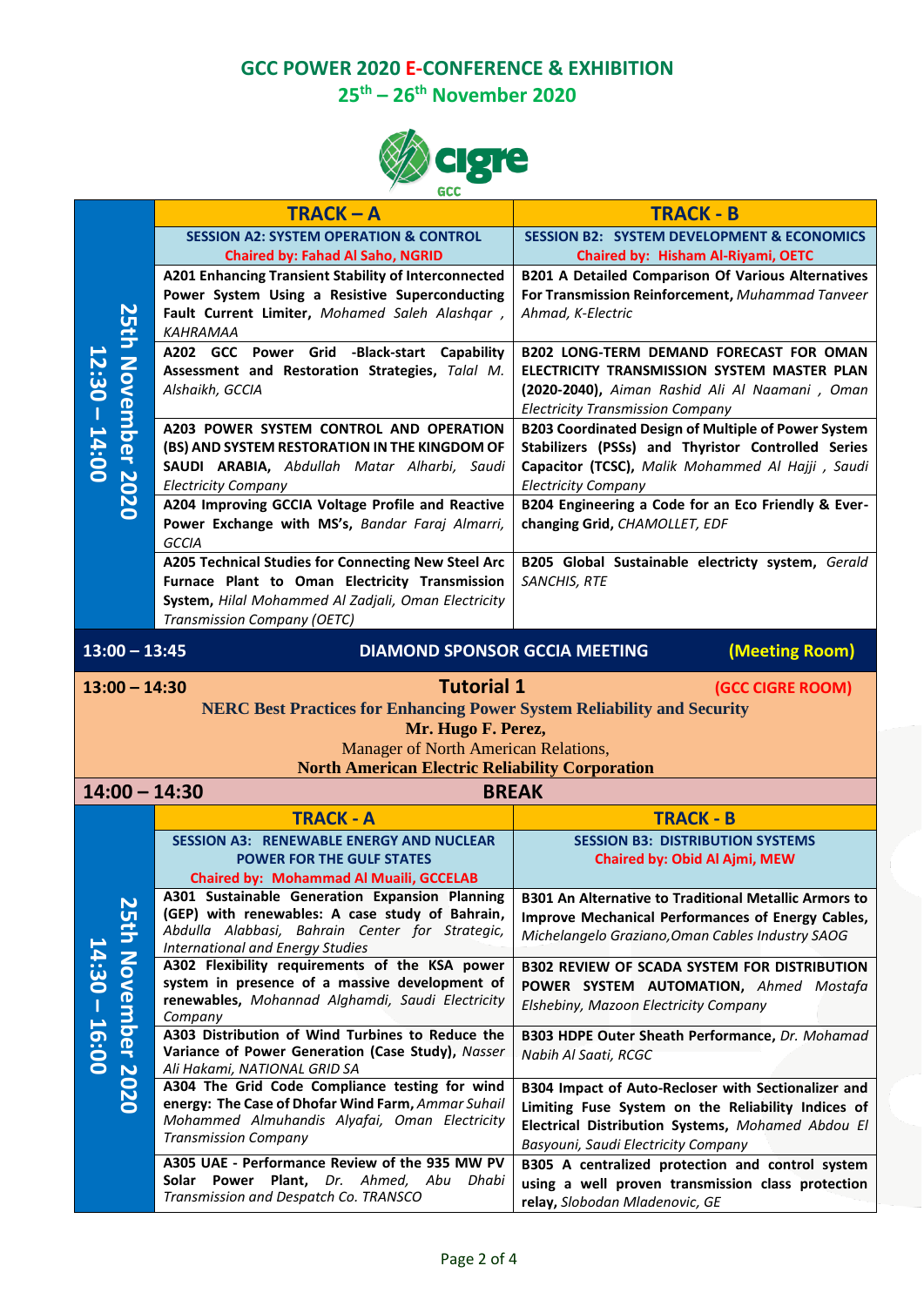# GCC POWER 2020 E-CONFERENCE & EXHIBITION

## 25th – 26th November 2020

cigre GCC

| 25th November 2020 12:30 – 14:00 | TRACK – A | TRACK - B |
|---|---|---|
| | **SESSION A2: SYSTEM OPERATION & CONTROL** Chaired by: Fahad Al Saho, NGRID | **SESSION B2: SYSTEM DEVELOPMENT & ECONOMICS** Chaired by: Hisham Al-Riyami, OETC |
| | **A201 Enhancing Transient Stability of Interconnected Power System Using a Resistive Superconducting Fault Current Limiter,** *Mohamed Saleh Alashqar , KAHRAMAA* | **B201 A Detailed Comparison Of Various Alternatives For Transmission Reinforcement,** *Muhammad Tanveer Ahmad, K-Electric* |
| | **A202 GCC Power Grid -Black-start Capability Assessment and Restoration Strategies,** *Talal M. Alshaikh, GCCIA* | **B202 LONG-TERM DEMAND FORECAST FOR OMAN ELECTRICITY TRANSMISSION SYSTEM MASTER PLAN (2020-2040),** *Aiman Rashid Ali Al Naamani , Oman Electricity Transmission Company* |
| | **A203 POWER SYSTEM CONTROL AND OPERATION (BS) AND SYSTEM RESTORATION IN THE KINGDOM OF SAUDI ARABIA,** *Abdullah Matar Alharbi, Saudi Electricity Company* | **B203 Coordinated Design of Multiple of Power System Stabilizers (PSSs) and Thyristor Controlled Series Capacitor (TCSC),** *Malik Mohammed Al Hajji , Saudi Electricity Company* |
| | **A204 Improving GCCIA Voltage Profile and Reactive Power Exchange with MS's,** *Bandar Faraj Almarri, GCCIA* | **B204 Engineering a Code for an Eco Friendly & Ever-changing Grid,** *CHAMOLLET, EDF* |
| | **A205 Technical Studies for Connecting New Steel Arc Furnace Plant to Oman Electricity Transmission System,** *Hilal Mohammed Al Zadjali, Oman Electricity Transmission Company (OETC)* | **B205 Global Sustainable electricty system,** *Gerald SANCHIS, RTE* |

**13:00 – 13:45** DIAMOND SPONSOR GCCIA MEETING (Meeting Room)

**13:00 – 14:30** **Tutorial 1** (GCC CIGRE ROOM)

**NERC Best Practices for Enhancing Power System Reliability and Security**
**Mr. Hugo F. Perez,**
Manager of North American Relations,
**North American Electric Reliability Corporation**

**14:00 – 14:30** **BREAK**

| 25th November 2020 14:30 – 16:00 | TRACK - A | TRACK - B |
|---|---|---|
| | **SESSION A3: RENEWABLE ENERGY AND NUCLEAR POWER FOR THE GULF STATES** Chaired by: Mohammad Al Muaili, GCCELAB | **SESSION B3: DISTRIBUTION SYSTEMS** Chaired by: Obid Al Ajmi, MEW |
| | **A301 Sustainable Generation Expansion Planning (GEP) with renewables: A case study of Bahrain,** *Abdulla Alabbasi, Bahrain Center for Strategic, International and Energy Studies* | **B301 An Alternative to Traditional Metallic Armors to Improve Mechanical Performances of Energy Cables,** *Michelangelo Graziano,Oman Cables Industry SAOG* |
| | **A302 Flexibility requirements of the KSA power system in presence of a massive development of renewables,** *Mohannad Alghamdi, Saudi Electricity Company* | **B302 REVIEW OF SCADA SYSTEM FOR DISTRIBUTION POWER SYSTEM AUTOMATION,** *Ahmed Mostafa Elshebiny, Mazoon Electricity Company* |
| | **A303 Distribution of Wind Turbines to Reduce the Variance of Power Generation (Case Study),** *Nasser Ali Hakami, NATIONAL GRID SA* | **B303 HDPE Outer Sheath Performance,** *Dr. Mohamad Nabih Al Saati, RCGC* |
| | **A304 The Grid Code Compliance testing for wind energy: The Case of Dhofar Wind Farm,** *Ammar Suhail Mohammed Almuhandis Alyafai, Oman Electricity Transmission Company* | **B304 Impact of Auto-Recloser with Sectionalizer and Limiting Fuse System on the Reliability Indices of Electrical Distribution Systems,** *Mohamed Abdou El Basyouni, Saudi Electricity Company* |
| | **A305 UAE - Performance Review of the 935 MW PV Solar Power Plant,** *Dr. Ahmed, Abu Dhabi Transmission and Despatch Co. TRANSCO* | **B305 A centralized protection and control system using a well proven transmission class protection relay,** *Slobodan Mladenovic, GE* |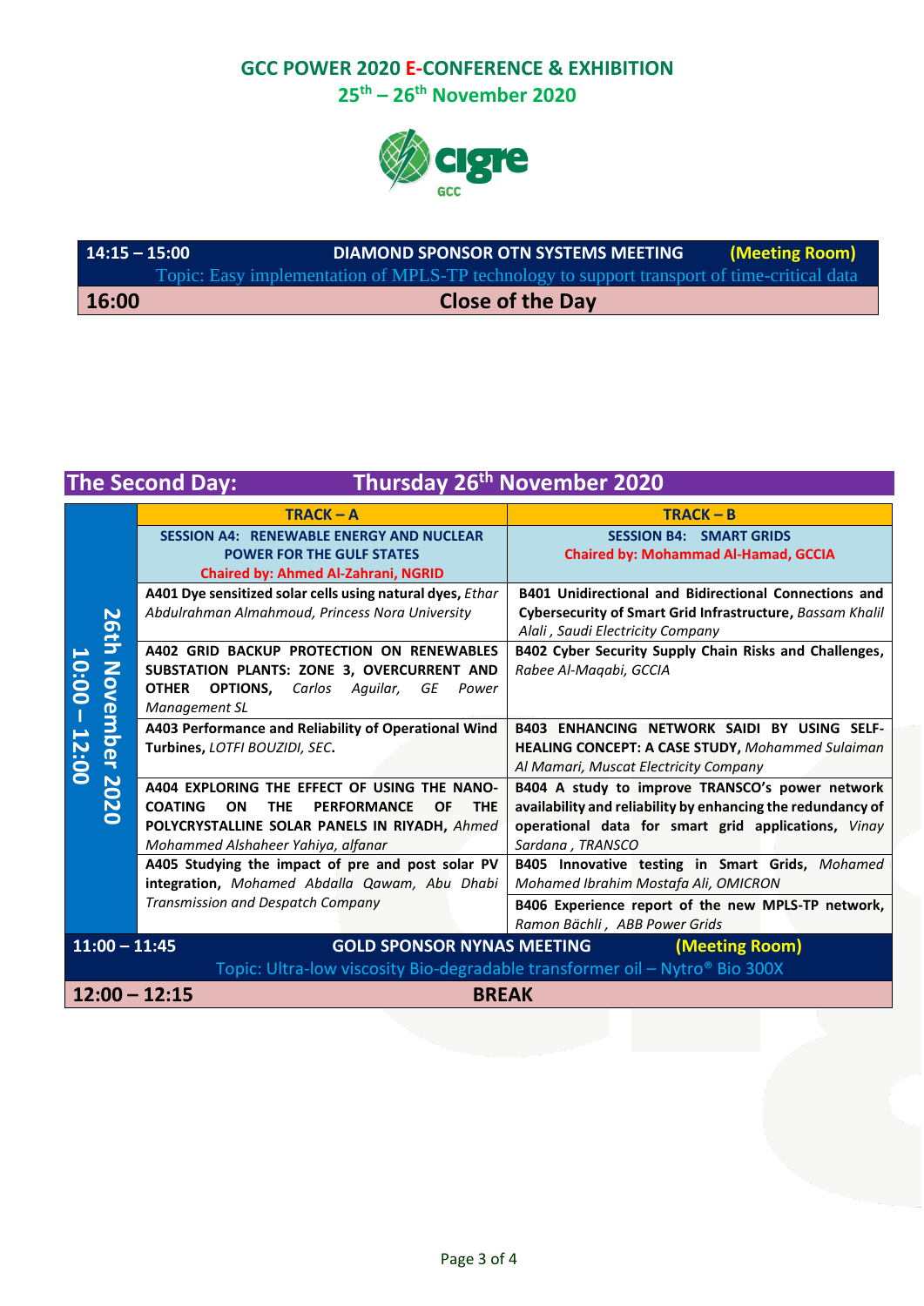**GCC POWER 2020 E-CONFERENCE & EXHIBITION**
**25th – 26th November 2020**

| 14:15 – 15:00 | DIAMOND SPONSOR OTN SYSTEMS MEETING | (Meeting Room) |
|---|---|---|
| | Topic: Easy implementation of MPLS-TP technology to support transport of time-critical data | |
| **16:00** | **Close of the Day** | |

## The Second Day: Thursday 26th November 2020

| 26th November 2020 10:00 – 12:00 | TRACK – A | TRACK – B |
|---|---|---|
| | **SESSION A4: RENEWABLE ENERGY AND NUCLEAR POWER FOR THE GULF STATES** **Chaired by: Ahmed Al-Zahrani, NGRID** | **SESSION B4: SMART GRIDS** **Chaired by: Mohammad Al-Hamad, GCCIA** |
| | **A401 Dye sensitized solar cells using natural dyes,** *Ethar Abdulrahman Almahmoud, Princess Nora University* | **B401 Unidirectional and Bidirectional Connections and Cybersecurity of Smart Grid Infrastructure,** *Bassam Khalil Alali , Saudi Electricity Company* |
| | **A402 GRID BACKUP PROTECTION ON RENEWABLES SUBSTATION PLANTS: ZONE 3, OVERCURRENT AND OTHER OPTIONS,** *Carlos Aguilar, GE Power Management SL* | **B402 Cyber Security Supply Chain Risks and Challenges,** *Rabee Al-Maqabi, GCCIA* |
| | **A403 Performance and Reliability of Operational Wind Turbines,** *LOTFI BOUZIDI, SEC.* | **B403 ENHANCING NETWORK SAIDI BY USING SELF-HEALING CONCEPT: A CASE STUDY,** *Mohammed Sulaiman Al Mamari, Muscat Electricity Company* |
| | **A404 EXPLORING THE EFFECT OF USING THE NANO-COATING ON THE PERFORMANCE OF THE POLYCRYSTALLINE SOLAR PANELS IN RIYADH,** *Ahmed Mohammed Alshaheer Yahiya, alfanar* | **B404 A study to improve TRANSCO's power network availability and reliability by enhancing the redundancy of operational data for smart grid applications,** *Vinay Sardana , TRANSCO* |
| | **A405 Studying the impact of pre and post solar PV integration,** *Mohamed Abdalla Qawam, Abu Dhabi Transmission and Despatch Company* | **B405 Innovative testing in Smart Grids,** *Mohamed Mohamed Ibrahim Mostafa Ali, OMICRON* |
| | | **B406 Experience report of the new MPLS-TP network,** *Ramon Bächli , ABB Power Grids* |
| **11:00 – 11:45** | **GOLD SPONSOR NYNAS MEETING** | **(Meeting Room)** |
| | Topic: Ultra-low viscosity Bio-degradable transformer oil – Nytro® Bio 300X | |
| **12:00 – 12:15** | **BREAK** | |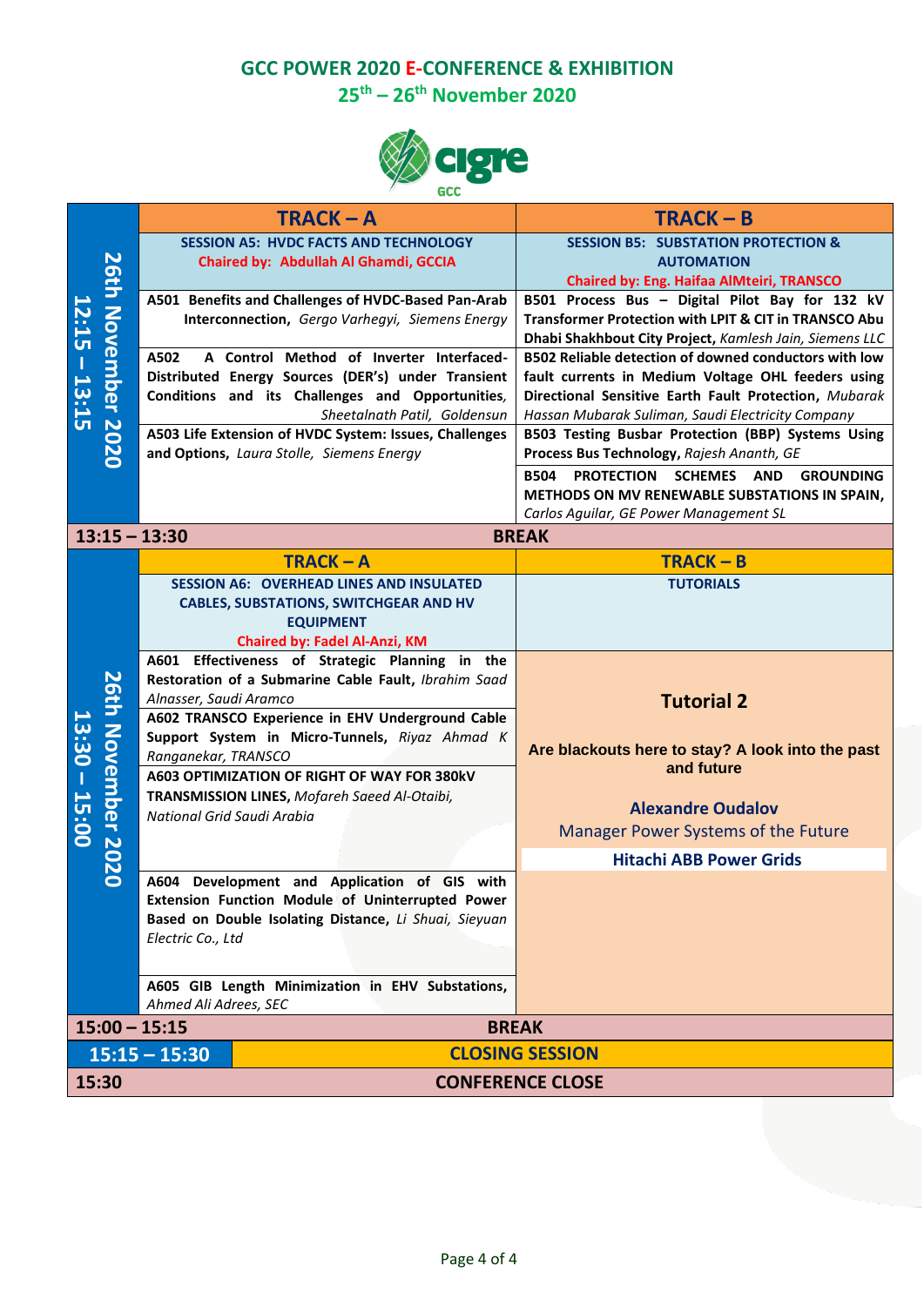# GCC POWER 2020 E-CONFERENCE & EXHIBITION

## 25th – 26th November 2020

cigre GCC

| Date / Time | TRACK – A | TRACK – B |
|---|---|---|
| 26th November 2020<br>12:15 – 13:15 | **SESSION A5: HVDC FACTS AND TECHNOLOGY**<br>**Chaired by: Abdullah Al Ghamdi, GCCIA** | **SESSION B5: SUBSTATION PROTECTION & AUTOMATION**<br>**Chaired by: Eng. Haifaa AlMteiri, TRANSCO** |
| | **A501 Benefits and Challenges of HVDC-Based Pan-Arab Interconnection,** *Gergo Varhegyi, Siemens Energy* | **B501 Process Bus – Digital Pilot Bay for 132 kV Transformer Protection with LPIT & CIT in TRANSCO Abu Dhabi Shakhbout City Project,** *Kamlesh Jain, Siemens LLC* |
| | **A502 A Control Method of Inverter Interfaced-Distributed Energy Sources (DER's) under Transient Conditions and its Challenges and Opportunities,** *Sheetalnath Patil, Goldensun* | **B502 Reliable detection of downed conductors with low fault currents in Medium Voltage OHL feeders using Directional Sensitive Earth Fault Protection,** *Mubarak Hassan Mubarak Suliman, Saudi Electricity Company* |
| | **A503 Life Extension of HVDC System: Issues, Challenges and Options,** *Laura Stolle, Siemens Energy* | **B503 Testing Busbar Protection (BBP) Systems Using Process Bus Technology,** *Rajesh Ananth, GE* |
| | | **B504 PROTECTION SCHEMES AND GROUNDING METHODS ON MV RENEWABLE SUBSTATIONS IN SPAIN,** *Carlos Aguilar, GE Power Management SL* |
| **13:15 – 13:30** | **BREAK** | |
| 26th November 2020<br>13:30 – 15:00 | **TRACK – A** | **TRACK – B** |
| | **SESSION A6: OVERHEAD LINES AND INSULATED CABLES, SUBSTATIONS, SWITCHGEAR AND HV EQUIPMENT**<br>**Chaired by: Fadel Al-Anzi, KM** | **TUTORIALS** |
| | **A601 Effectiveness of Strategic Planning in the Restoration of a Submarine Cable Fault,** *Ibrahim Saad Alnasser, Saudi Aramco* | **Tutorial 2**<br>**Are blackouts here to stay? A look into the past and future**<br>**Alexandre Oudalov**<br>Manager Power Systems of the Future<br>**Hitachi ABB Power Grids** |
| | **A602 TRANSCO Experience in EHV Underground Cable Support System in Micro-Tunnels,** *Riyaz Ahmad K Ranganekar, TRANSCO* | |
| | **A603 OPTIMIZATION OF RIGHT OF WAY FOR 380kV TRANSMISSION LINES,** *Mofareh Saeed Al-Otaibi, National Grid Saudi Arabia* | |
| | **A604 Development and Application of GIS with Extension Function Module of Uninterrupted Power Based on Double Isolating Distance,** *Li Shuai, Sieyuan Electric Co., Ltd* | |
| | **A605 GIB Length Minimization in EHV Substations,** *Ahmed Ali Adrees, SEC* | |
| **15:00 – 15:15** | **BREAK** | |
| **15:15 – 15:30** | **CLOSING SESSION** | |
| **15:30** | **CONFERENCE CLOSE** | |